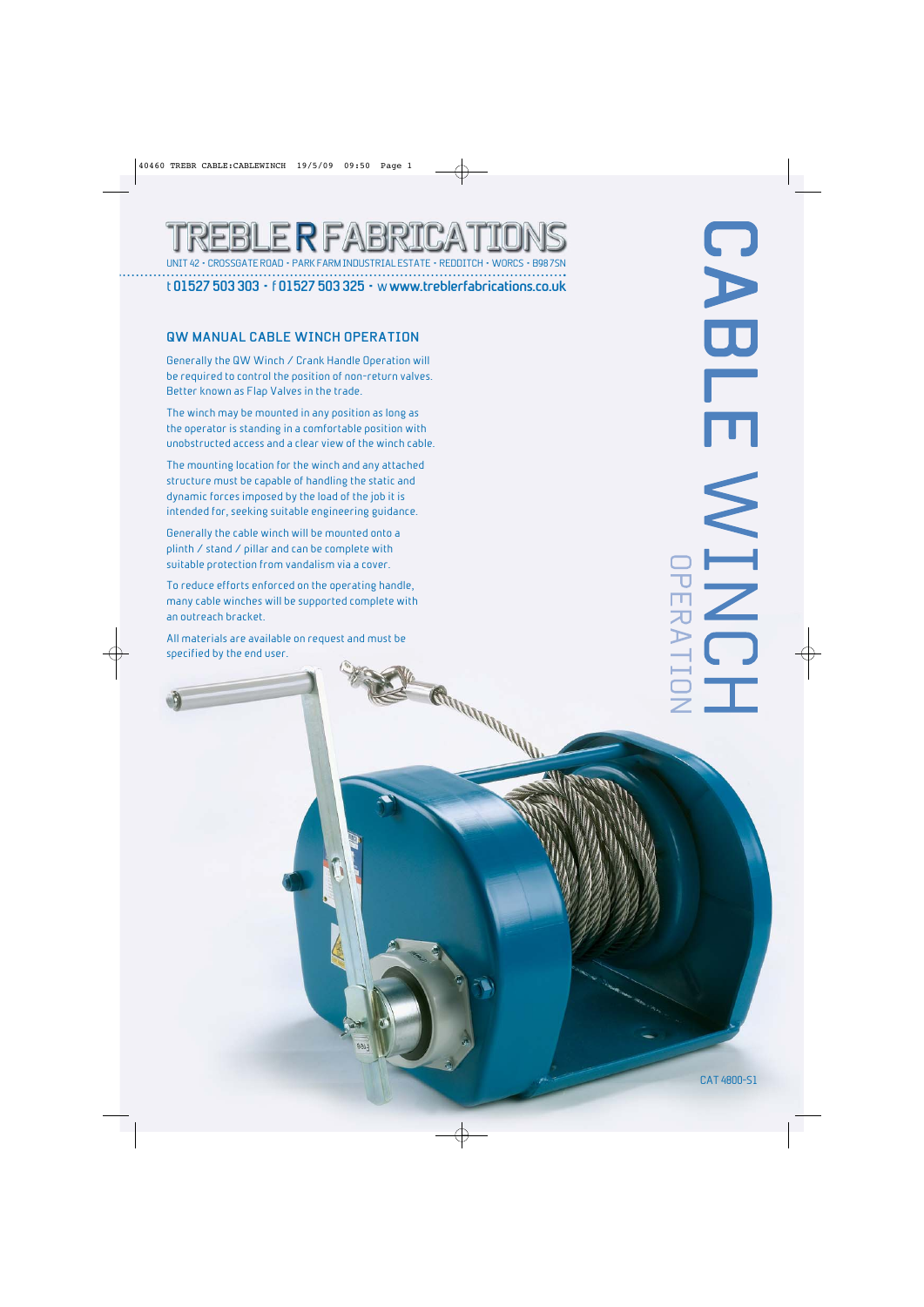# TREBLE R FABRICATIONS

UNIT 42 • CROSSGATE ROAD • PARK FARM INDUSTRIAL ESTATE • REDDITCH • WORCS • B98 7SN

t **01527 503 303** • f **01527 503 325** • w **www.treblerfabrications.co.uk**

# CABLE WINCH OPERATION

## QW MANUAL CABLE WINCH OPERATION

Generally the QW Winch / Crank Handle Operation will be required to control the position of non-return valves. Better known as Flap Valves in the trade.

The winch may be mounted in any position as long as the operator is standing in a comfortable position with unobstructed access and a clear view of the winch cable.

The mounting location for the winch and any attached structure must be capable of handling the static and dynamic forces imposed by the load of the job it is intended for, seeking suitable engineering guidance.

Generally the cable winch will be mounted onto a plinth / stand / pillar and can be complete with suitable protection from vandalism via a cover.

To reduce efforts enforced on the operating handle, many cable winches will be supported complete with an outreach bracket.

All materials are available on request and must be specified by the end user.

CAT 4800-S1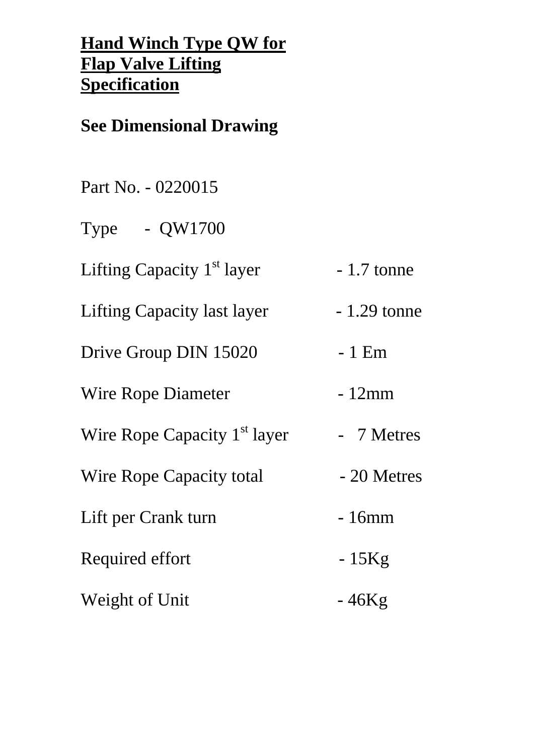**<u>Hand Winch Type QW for Flap Valve Lifting Specification</u>**

**See Dimensional Drawing**

Part No. - 0220015

Type - QW1700

| | |
|---|---|
| Lifting Capacity 1st layer | - 1.7 tonne |
| Lifting Capacity last layer | - 1.29 tonne |
| Drive Group DIN 15020 | - 1 Em |
| Wire Rope Diameter | - 12mm |
| Wire Rope Capacity 1st layer | - 7 Metres |
| Wire Rope Capacity total | - 20 Metres |
| Lift per Crank turn | - 16mm |
| Required effort | - 15Kg |
| Weight of Unit | - 46Kg |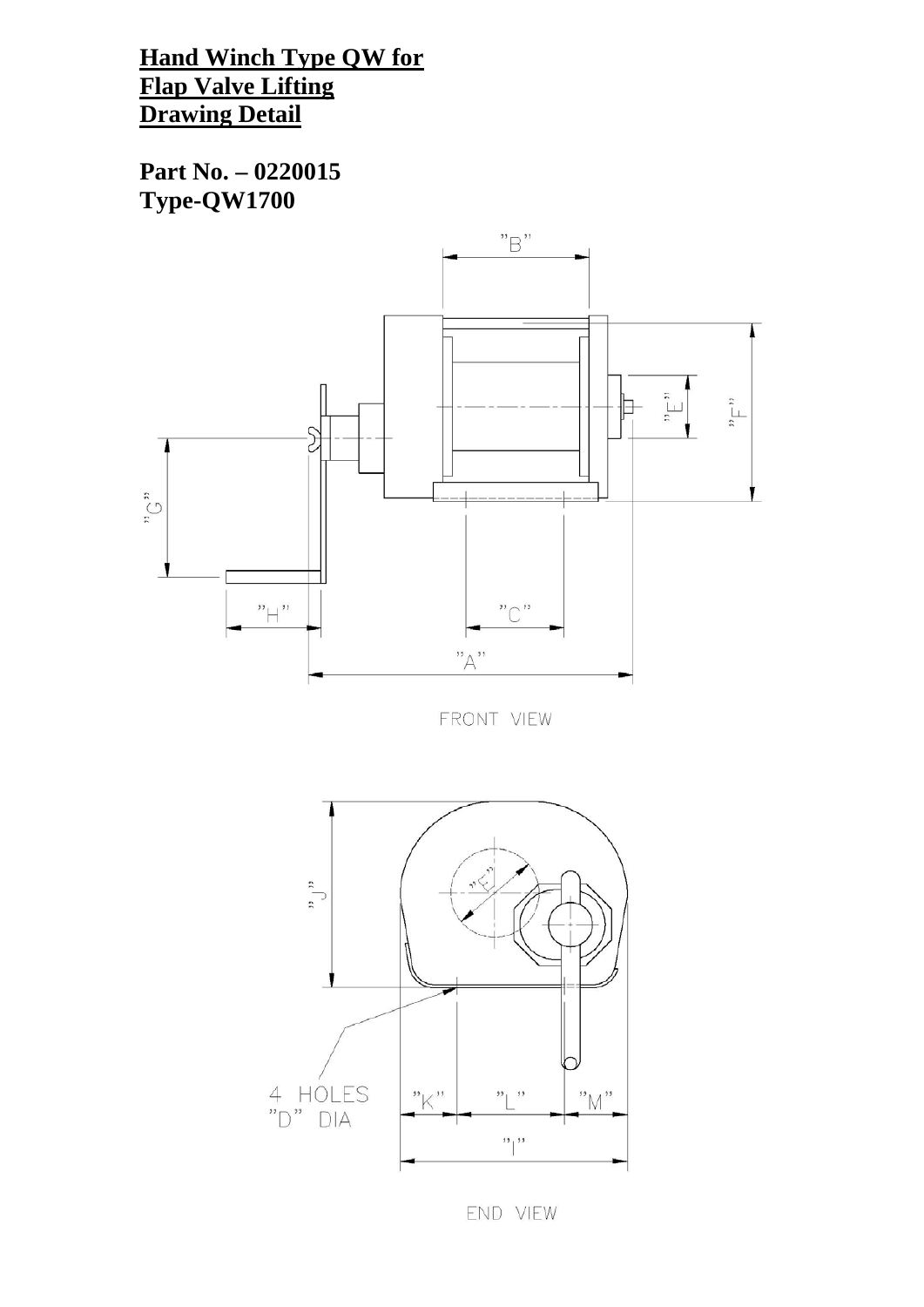**Hand Winch Type QW for**
**Flap Valve Lifting**
**Drawing Detail**

**Part No. – 0220015**
**Type-QW1700**

"B"

"E"

"F"

"G"

"H"

"C"

"A"

FRONT VIEW

"J"

"E"

4 HOLES
"D" DIA

"K" "L" "M"

"I"

END VIEW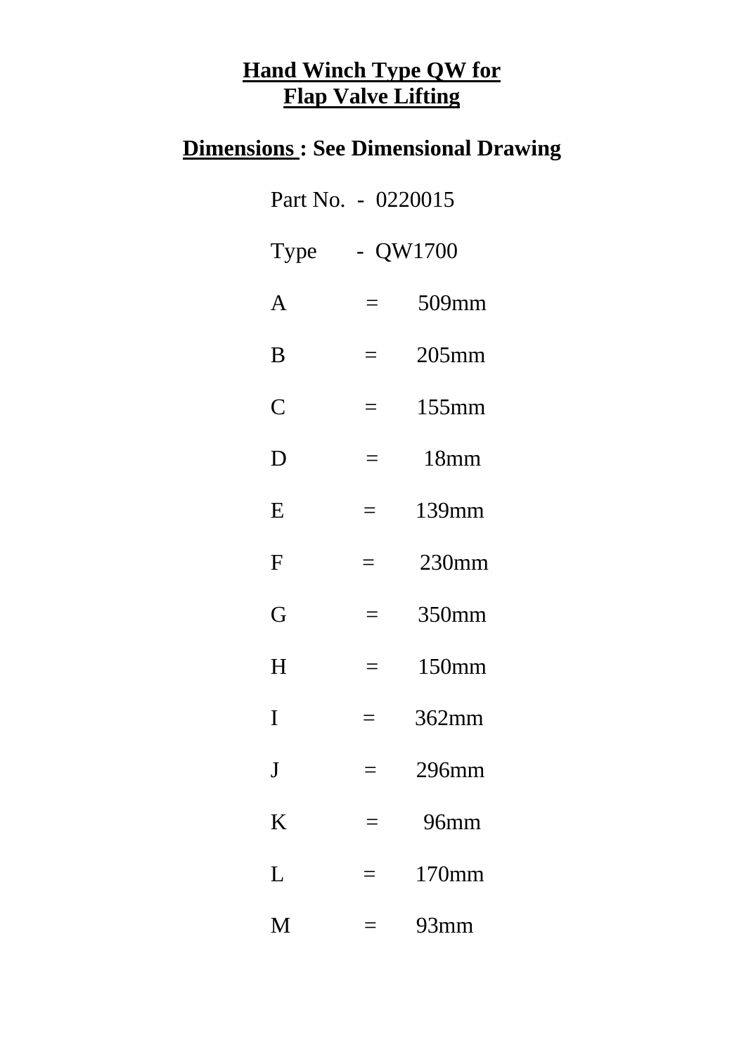# <u>Hand Winch Type QW for</u>
# <u>Flap Valve Lifting</u>

**<u>Dimensions</u> : See Dimensional Drawing**

Part No. - 0220015

Type - QW1700

A = 509mm

B = 205mm

C = 155mm

D = 18mm

E = 139mm

F = 230mm

G = 350mm

H = 150mm

I = 362mm

J = 296mm

K = 96mm

L = 170mm

M = 93mm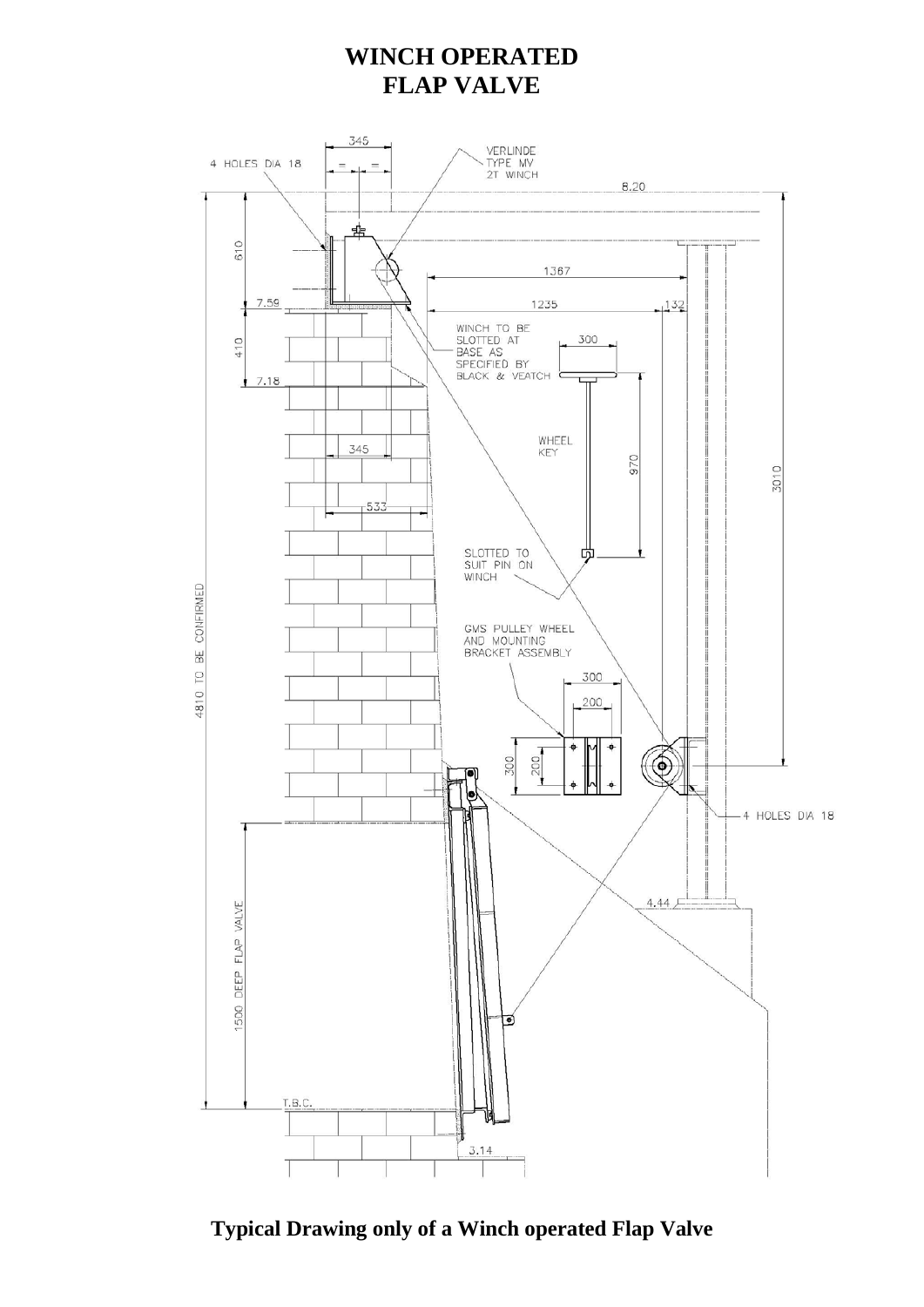# WINCH OPERATED FLAP VALVE

345

4 HOLES DIA 18

VERLINDE TYPE MV 2T WINCH

8.20

610

1367

7.59

1235

132

410

WINCH TO BE SLOTTED AT BASE AS SPECIFIED BY BLACK & VEATCH

300

7.18

345

WHEEL KEY

970

3010

533

SLOTTED TO SUIT PIN ON WINCH

4810 TO BE CONFIRMED

GMS PULLEY WHEEL AND MOUNTING BRACKET ASSEMBLY

300

200

300

200

4 HOLES DIA 18

4.44

1500 DEEP FLAP VALVE

T.B.C.

3.14

**Typical Drawing only of a Winch operated Flap Valve**